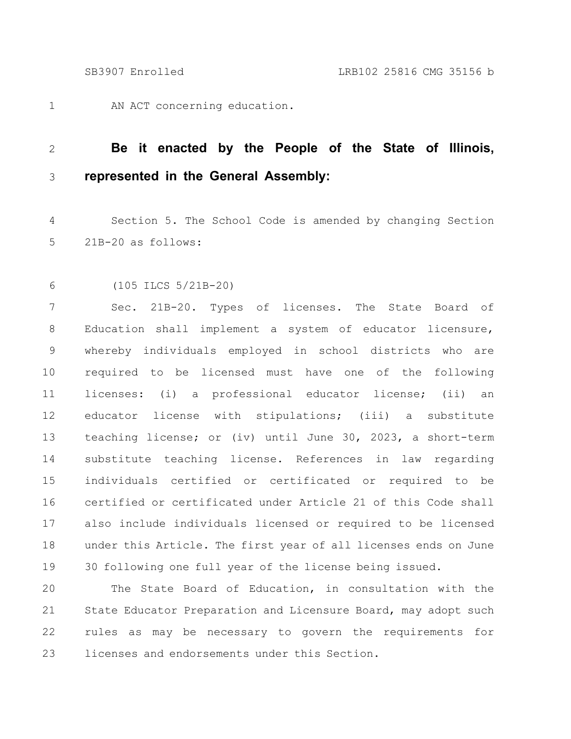AN ACT concerning education.

**Be it enacted by the People of the State of Illinois, represented in the General Assembly:**

Section 5. The School Code is amended by changing Section 21B-20 as follows:

(105 ILCS 5/21B-20)

Sec. 21B-20. Types of licenses. The State Board of Education shall implement a system of educator licensure, whereby individuals employed in school districts who are required to be licensed must have one of the following licenses: (i) a professional educator license; (ii) an educator license with stipulations; (iii) a substitute teaching license; or (iv) until June 30, 2023, a short-term substitute teaching license. References in law regarding individuals certified or certificated or required to be certified or certificated under Article 21 of this Code shall also include individuals licensed or required to be licensed under this Article. The first year of all licenses ends on June 30 following one full year of the license being issued.

The State Board of Education, in consultation with the State Educator Preparation and Licensure Board, may adopt such rules as may be necessary to govern the requirements for licenses and endorsements under this Section.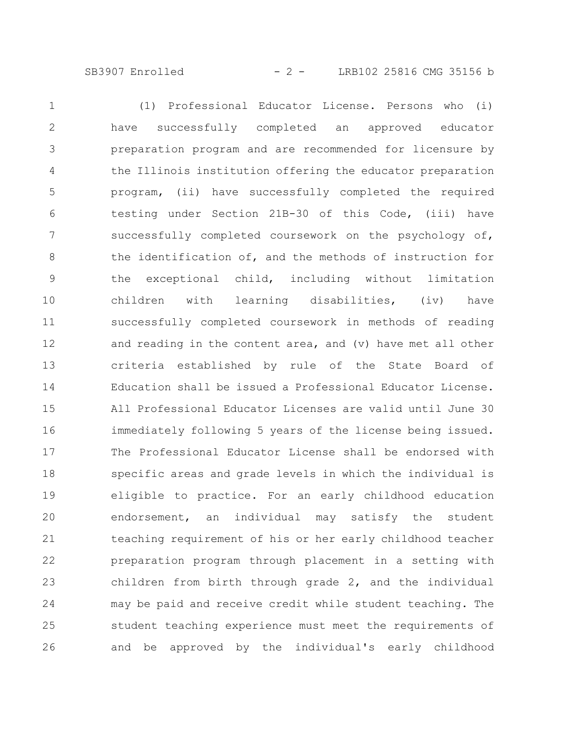(1) Professional Educator License. Persons who (i) have successfully completed an approved educator preparation program and are recommended for licensure by the Illinois institution offering the educator preparation program, (ii) have successfully completed the required testing under Section 21B-30 of this Code, (iii) have successfully completed coursework on the psychology of, the identification of, and the methods of instruction for the exceptional child, including without limitation children with learning disabilities, (iv) have successfully completed coursework in methods of reading and reading in the content area, and (v) have met all other criteria established by rule of the State Board of Education shall be issued a Professional Educator License. All Professional Educator Licenses are valid until June 30 immediately following 5 years of the license being issued. The Professional Educator License shall be endorsed with specific areas and grade levels in which the individual is eligible to practice. For an early childhood education endorsement, an individual may satisfy the student teaching requirement of his or her early childhood teacher preparation program through placement in a setting with children from birth through grade 2, and the individual may be paid and receive credit while student teaching. The student teaching experience must meet the requirements of and be approved by the individual's early childhood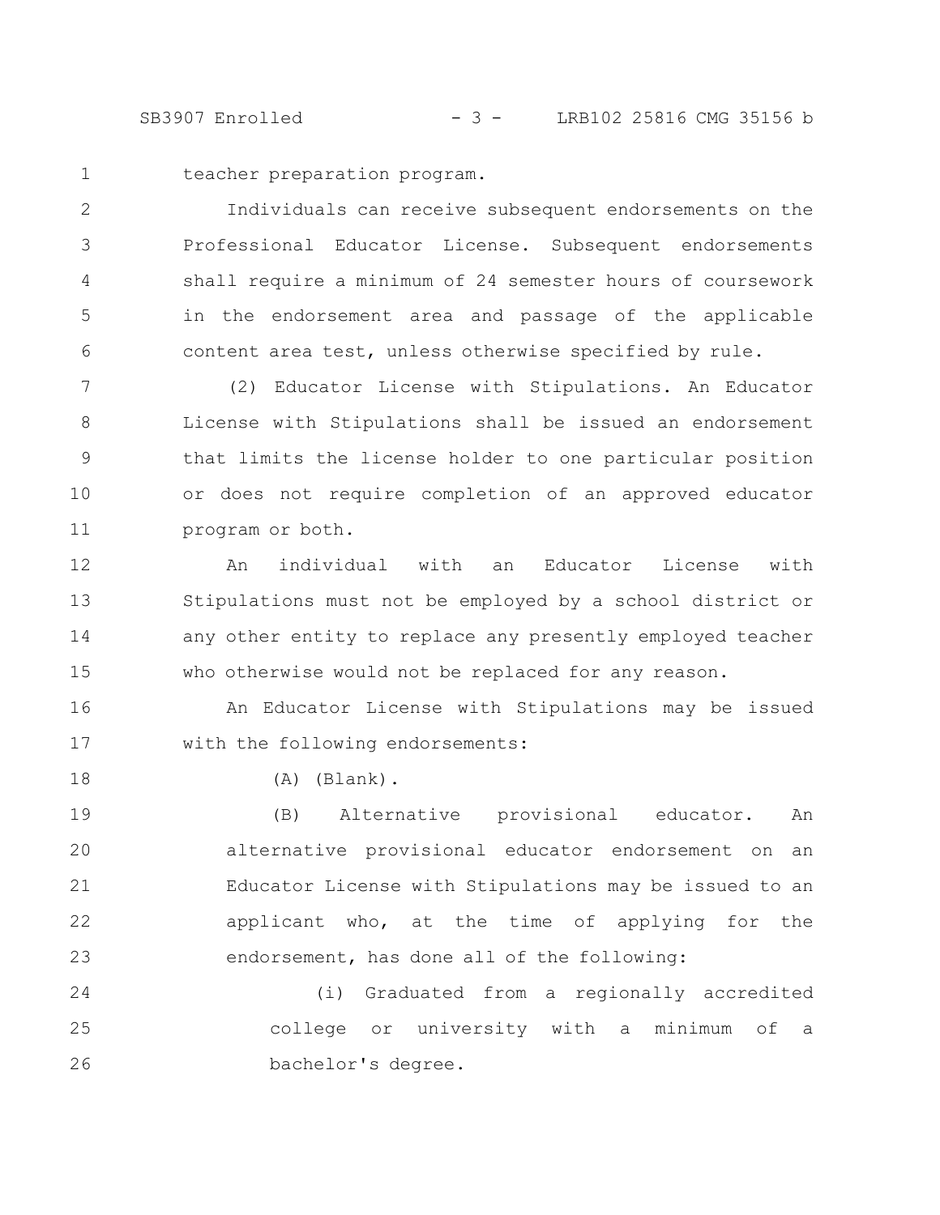teacher preparation program.

Individuals can receive subsequent endorsements on the Professional Educator License. Subsequent endorsements shall require a minimum of 24 semester hours of coursework in the endorsement area and passage of the applicable content area test, unless otherwise specified by rule.

(2) Educator License with Stipulations. An Educator License with Stipulations shall be issued an endorsement that limits the license holder to one particular position or does not require completion of an approved educator program or both.

An individual with an Educator License with Stipulations must not be employed by a school district or any other entity to replace any presently employed teacher who otherwise would not be replaced for any reason.

An Educator License with Stipulations may be issued with the following endorsements:

(A) (Blank).

(B) Alternative provisional educator. An alternative provisional educator endorsement on an Educator License with Stipulations may be issued to an applicant who, at the time of applying for the endorsement, has done all of the following:

(i) Graduated from a regionally accredited college or university with a minimum of a bachelor's degree.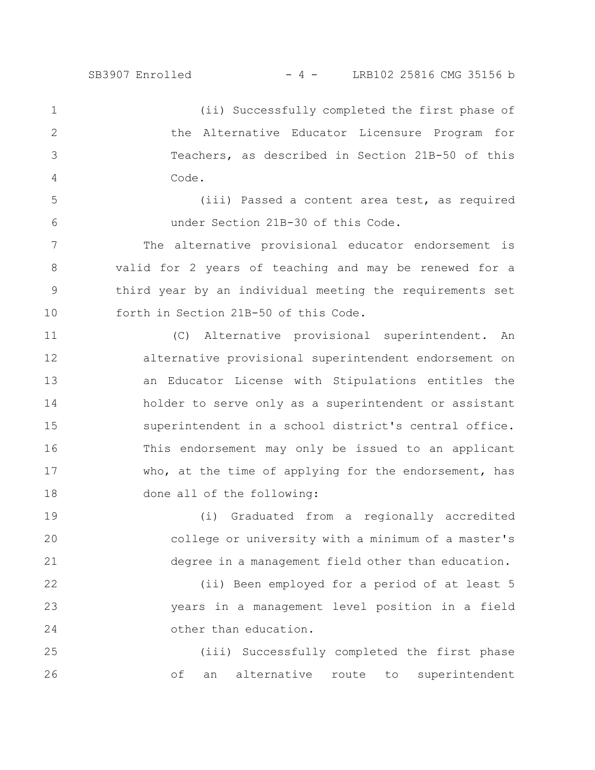(ii) Successfully completed the first phase of the Alternative Educator Licensure Program for Teachers, as described in Section 21B-50 of this Code.

(iii) Passed a content area test, as required under Section 21B-30 of this Code.

The alternative provisional educator endorsement is valid for 2 years of teaching and may be renewed for a third year by an individual meeting the requirements set forth in Section 21B-50 of this Code.

(C) Alternative provisional superintendent. An alternative provisional superintendent endorsement on an Educator License with Stipulations entitles the holder to serve only as a superintendent or assistant superintendent in a school district's central office. This endorsement may only be issued to an applicant who, at the time of applying for the endorsement, has done all of the following:

(i) Graduated from a regionally accredited college or university with a minimum of a master's degree in a management field other than education.

(ii) Been employed for a period of at least 5 years in a management level position in a field other than education.

(iii) Successfully completed the first phase of an alternative route to superintendent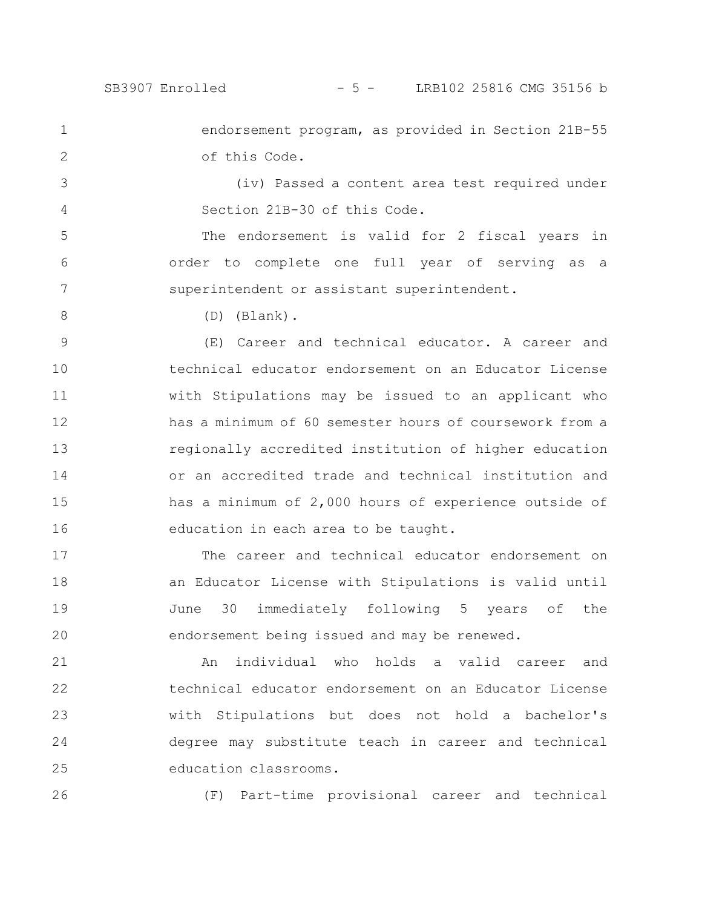endorsement program, as provided in Section 21B-55 of this Code.

(iv) Passed a content area test required under Section 21B-30 of this Code.

The endorsement is valid for 2 fiscal years in order to complete one full year of serving as a superintendent or assistant superintendent.

(D) (Blank).

(E) Career and technical educator. A career and technical educator endorsement on an Educator License with Stipulations may be issued to an applicant who has a minimum of 60 semester hours of coursework from a regionally accredited institution of higher education or an accredited trade and technical institution and has a minimum of 2,000 hours of experience outside of education in each area to be taught.

The career and technical educator endorsement on an Educator License with Stipulations is valid until June 30 immediately following 5 years of the endorsement being issued and may be renewed.

An individual who holds a valid career and technical educator endorsement on an Educator License with Stipulations but does not hold a bachelor's degree may substitute teach in career and technical education classrooms.

(F) Part-time provisional career and technical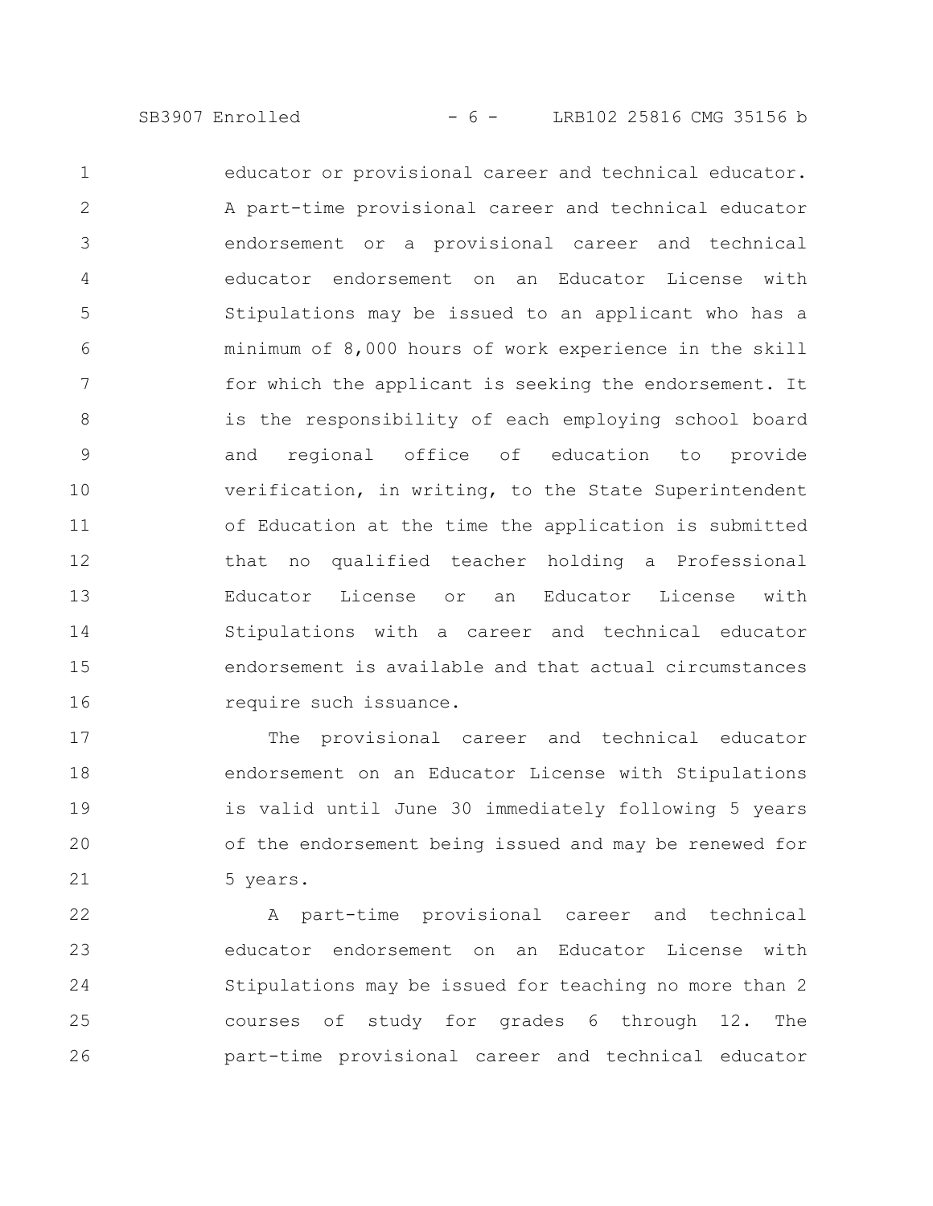educator or provisional career and technical educator. A part-time provisional career and technical educator endorsement or a provisional career and technical educator endorsement on an Educator License with Stipulations may be issued to an applicant who has a minimum of 8,000 hours of work experience in the skill for which the applicant is seeking the endorsement. It is the responsibility of each employing school board and regional office of education to provide verification, in writing, to the State Superintendent of Education at the time the application is submitted that no qualified teacher holding a Professional Educator License or an Educator License with Stipulations with a career and technical educator endorsement is available and that actual circumstances require such issuance.

The provisional career and technical educator endorsement on an Educator License with Stipulations is valid until June 30 immediately following 5 years of the endorsement being issued and may be renewed for 5 years.

A part-time provisional career and technical educator endorsement on an Educator License with Stipulations may be issued for teaching no more than 2 courses of study for grades 6 through 12. The part-time provisional career and technical educator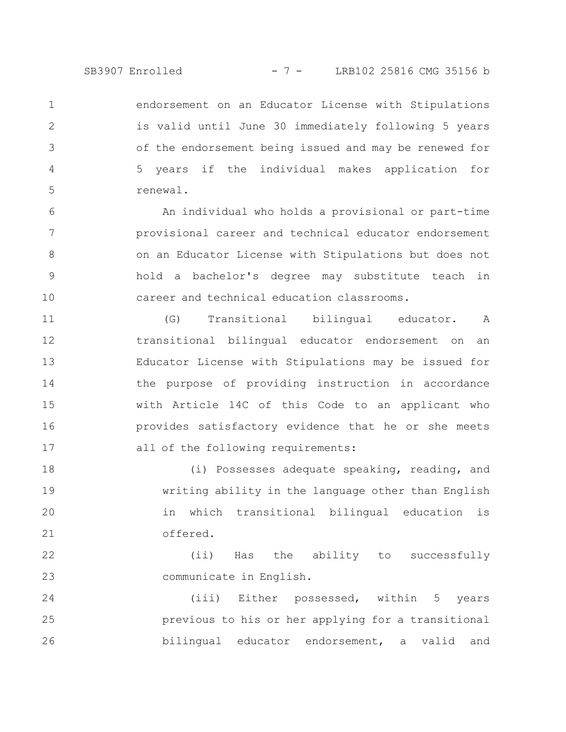endorsement on an Educator License with Stipulations is valid until June 30 immediately following 5 years of the endorsement being issued and may be renewed for 5 years if the individual makes application for renewal.

An individual who holds a provisional or part-time provisional career and technical educator endorsement on an Educator License with Stipulations but does not hold a bachelor's degree may substitute teach in career and technical education classrooms.

(G) Transitional bilingual educator. A transitional bilingual educator endorsement on an Educator License with Stipulations may be issued for the purpose of providing instruction in accordance with Article 14C of this Code to an applicant who provides satisfactory evidence that he or she meets all of the following requirements:

(i) Possesses adequate speaking, reading, and writing ability in the language other than English in which transitional bilingual education is offered.

(ii) Has the ability to successfully communicate in English.

(iii) Either possessed, within 5 years previous to his or her applying for a transitional bilingual educator endorsement, a valid and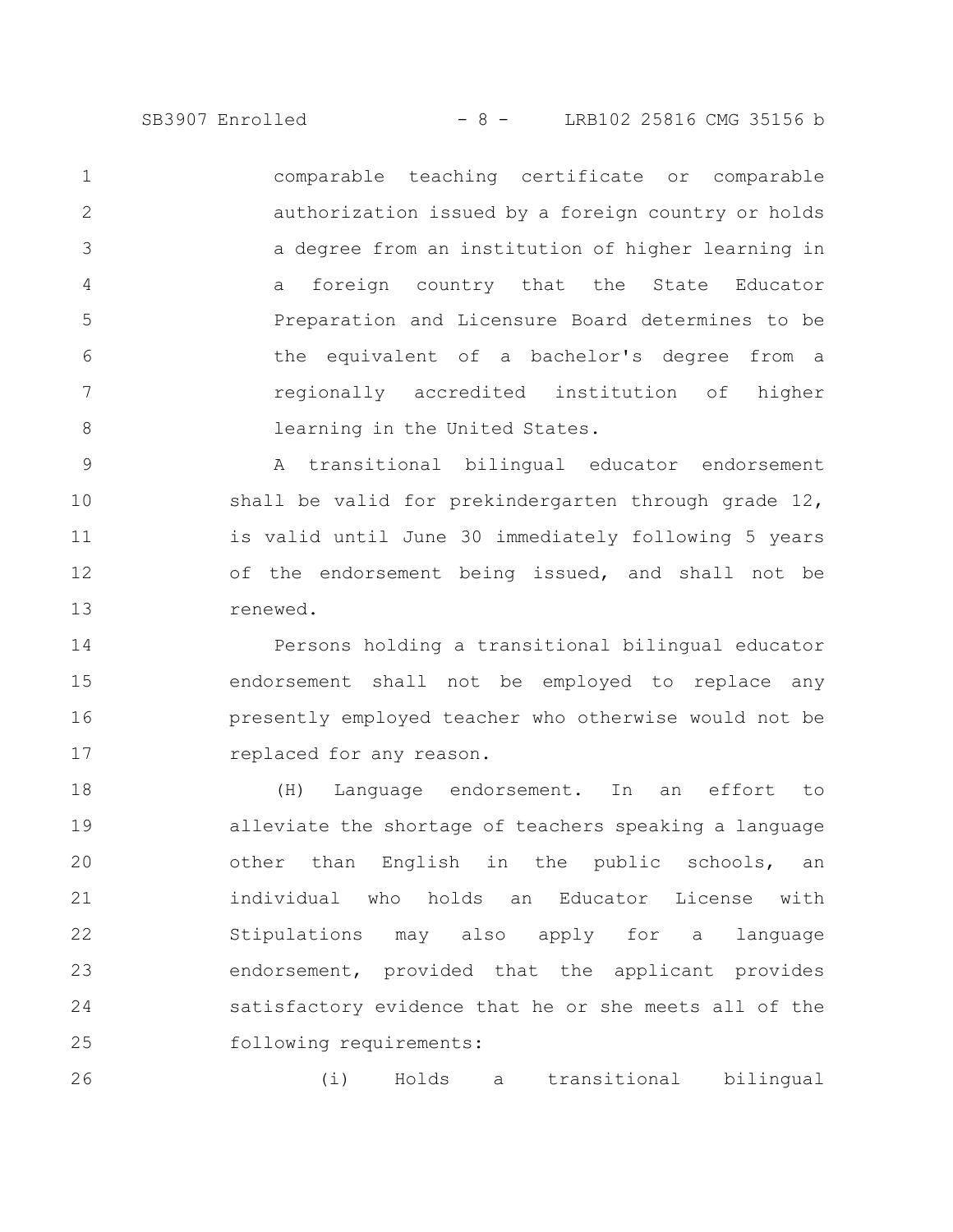comparable teaching certificate or comparable authorization issued by a foreign country or holds a degree from an institution of higher learning in a foreign country that the State Educator Preparation and Licensure Board determines to be the equivalent of a bachelor's degree from a regionally accredited institution of higher learning in the United States.

A transitional bilingual educator endorsement shall be valid for prekindergarten through grade 12, is valid until June 30 immediately following 5 years of the endorsement being issued, and shall not be renewed.

Persons holding a transitional bilingual educator endorsement shall not be employed to replace any presently employed teacher who otherwise would not be replaced for any reason.

(H) Language endorsement. In an effort to alleviate the shortage of teachers speaking a language other than English in the public schools, an individual who holds an Educator License with Stipulations may also apply for a language endorsement, provided that the applicant provides satisfactory evidence that he or she meets all of the following requirements:

(i) Holds a transitional bilingual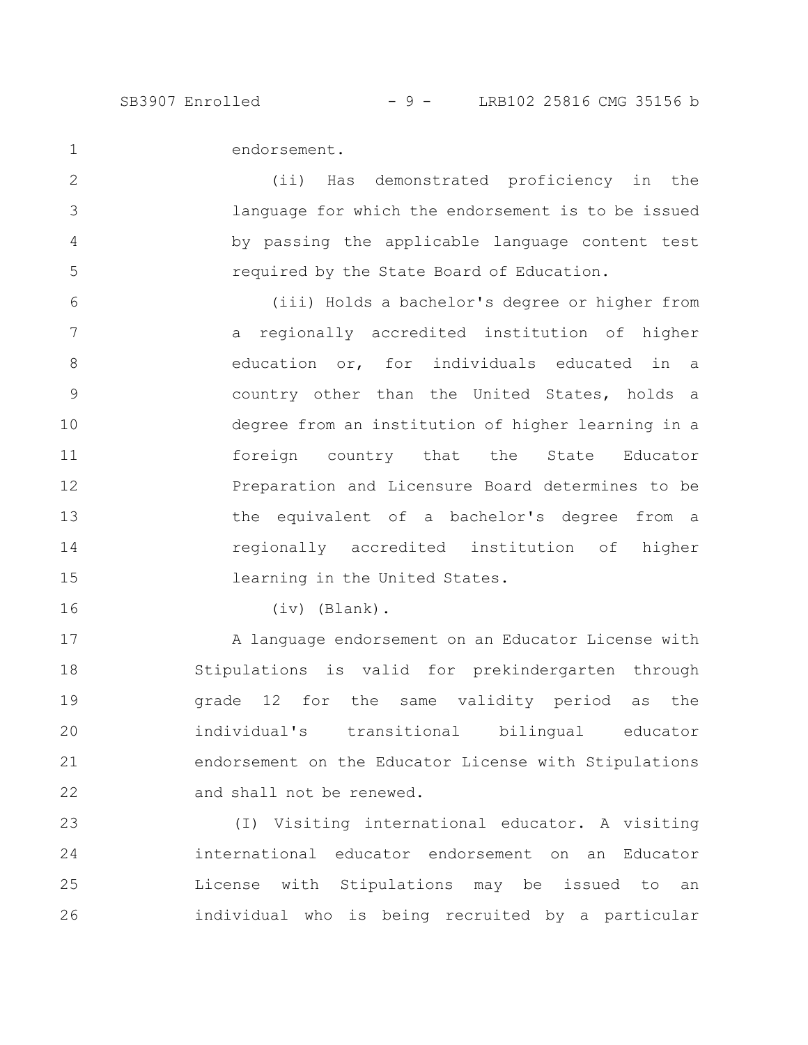endorsement.

(ii) Has demonstrated proficiency in the language for which the endorsement is to be issued by passing the applicable language content test required by the State Board of Education.

(iii) Holds a bachelor's degree or higher from a regionally accredited institution of higher education or, for individuals educated in a country other than the United States, holds a degree from an institution of higher learning in a foreign country that the State Educator Preparation and Licensure Board determines to be the equivalent of a bachelor's degree from a regionally accredited institution of higher learning in the United States.

(iv) (Blank).

A language endorsement on an Educator License with Stipulations is valid for prekindergarten through grade 12 for the same validity period as the individual's transitional bilingual educator endorsement on the Educator License with Stipulations and shall not be renewed.

(I) Visiting international educator. A visiting international educator endorsement on an Educator License with Stipulations may be issued to an individual who is being recruited by a particular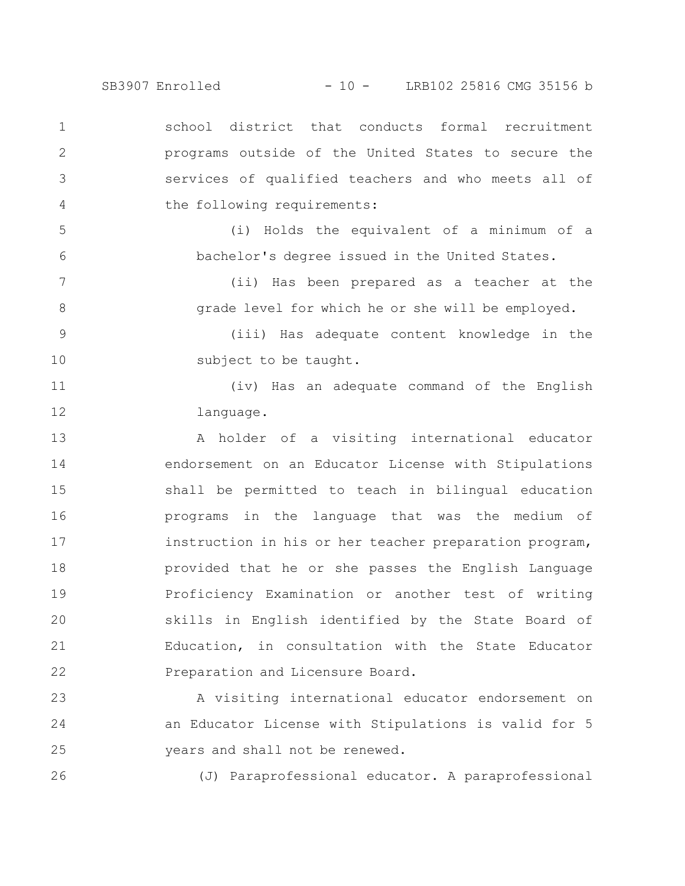school district that conducts formal recruitment programs outside of the United States to secure the services of qualified teachers and who meets all of the following requirements:

(i) Holds the equivalent of a minimum of a bachelor's degree issued in the United States.

(ii) Has been prepared as a teacher at the grade level for which he or she will be employed.

(iii) Has adequate content knowledge in the subject to be taught.

(iv) Has an adequate command of the English language.

A holder of a visiting international educator endorsement on an Educator License with Stipulations shall be permitted to teach in bilingual education programs in the language that was the medium of instruction in his or her teacher preparation program, provided that he or she passes the English Language Proficiency Examination or another test of writing skills in English identified by the State Board of Education, in consultation with the State Educator Preparation and Licensure Board.

A visiting international educator endorsement on an Educator License with Stipulations is valid for 5 years and shall not be renewed.

(J) Paraprofessional educator. A paraprofessional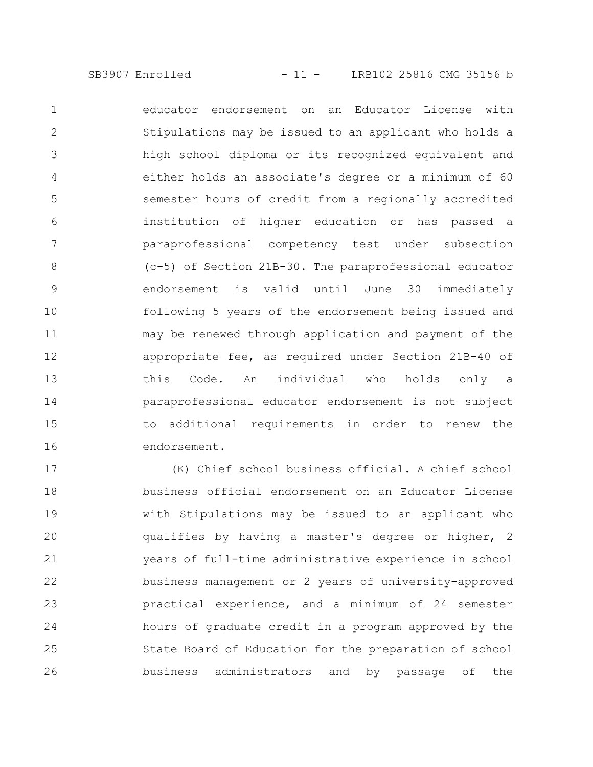educator endorsement on an Educator License with Stipulations may be issued to an applicant who holds a high school diploma or its recognized equivalent and either holds an associate's degree or a minimum of 60 semester hours of credit from a regionally accredited institution of higher education or has passed a paraprofessional competency test under subsection (c-5) of Section 21B-30. The paraprofessional educator endorsement is valid until June 30 immediately following 5 years of the endorsement being issued and may be renewed through application and payment of the appropriate fee, as required under Section 21B-40 of this Code. An individual who holds only a paraprofessional educator endorsement is not subject to additional requirements in order to renew the endorsement.

(K) Chief school business official. A chief school business official endorsement on an Educator License with Stipulations may be issued to an applicant who qualifies by having a master's degree or higher, 2 years of full-time administrative experience in school business management or 2 years of university-approved practical experience, and a minimum of 24 semester hours of graduate credit in a program approved by the State Board of Education for the preparation of school business administrators and by passage of the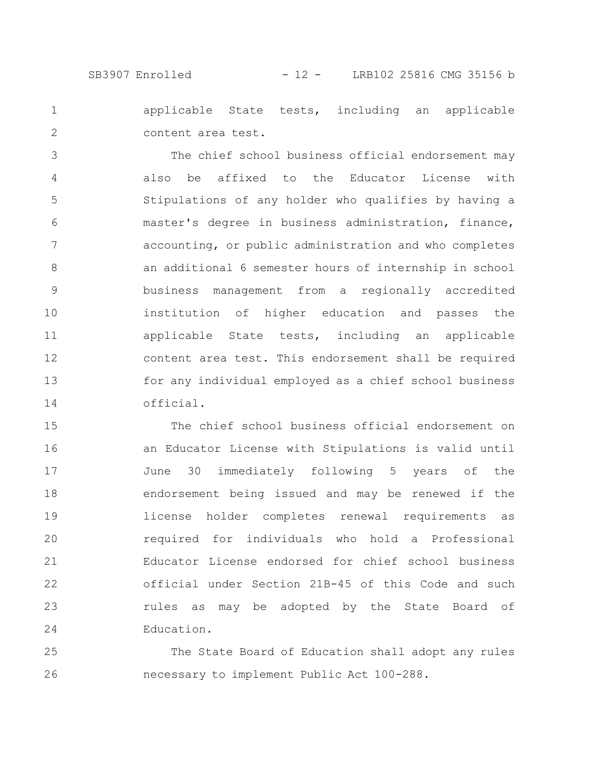applicable State tests, including an applicable content area test.

The chief school business official endorsement may also be affixed to the Educator License with Stipulations of any holder who qualifies by having a master's degree in business administration, finance, accounting, or public administration and who completes an additional 6 semester hours of internship in school business management from a regionally accredited institution of higher education and passes the applicable State tests, including an applicable content area test. This endorsement shall be required for any individual employed as a chief school business official.

The chief school business official endorsement on an Educator License with Stipulations is valid until June 30 immediately following 5 years of the endorsement being issued and may be renewed if the license holder completes renewal requirements as required for individuals who hold a Professional Educator License endorsed for chief school business official under Section 21B-45 of this Code and such rules as may be adopted by the State Board of Education.

The State Board of Education shall adopt any rules necessary to implement Public Act 100-288.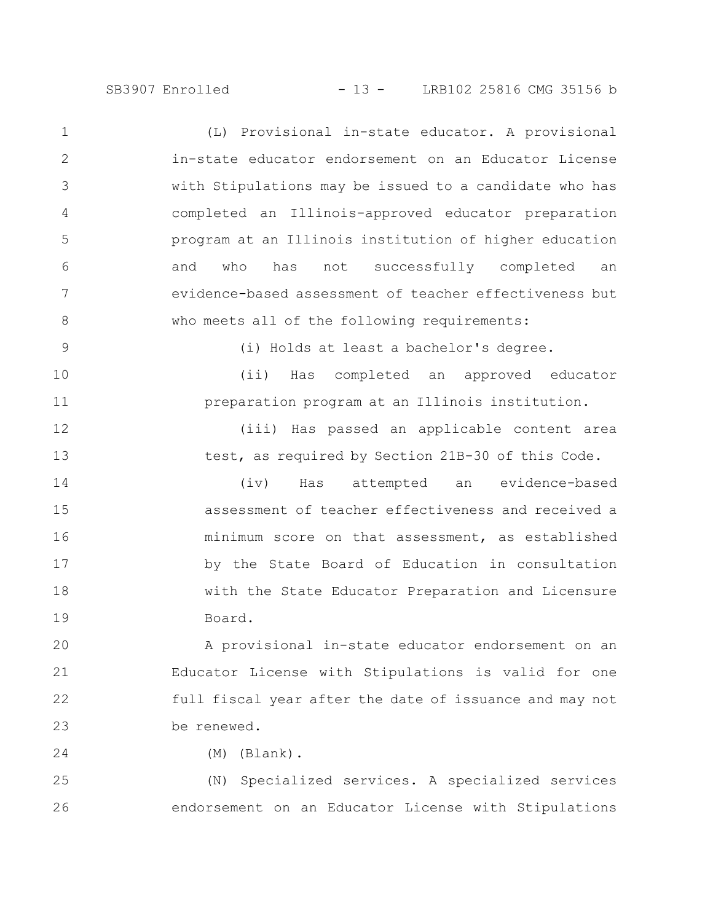(L) Provisional in-state educator. A provisional in-state educator endorsement on an Educator License with Stipulations may be issued to a candidate who has completed an Illinois-approved educator preparation program at an Illinois institution of higher education and who has not successfully completed an evidence-based assessment of teacher effectiveness but who meets all of the following requirements:

(i) Holds at least a bachelor's degree.

(ii) Has completed an approved educator preparation program at an Illinois institution.

(iii) Has passed an applicable content area test, as required by Section 21B-30 of this Code.

(iv) Has attempted an evidence-based assessment of teacher effectiveness and received a minimum score on that assessment, as established by the State Board of Education in consultation with the State Educator Preparation and Licensure Board.

A provisional in-state educator endorsement on an Educator License with Stipulations is valid for one full fiscal year after the date of issuance and may not be renewed.

(M) (Blank).

(N) Specialized services. A specialized services endorsement on an Educator License with Stipulations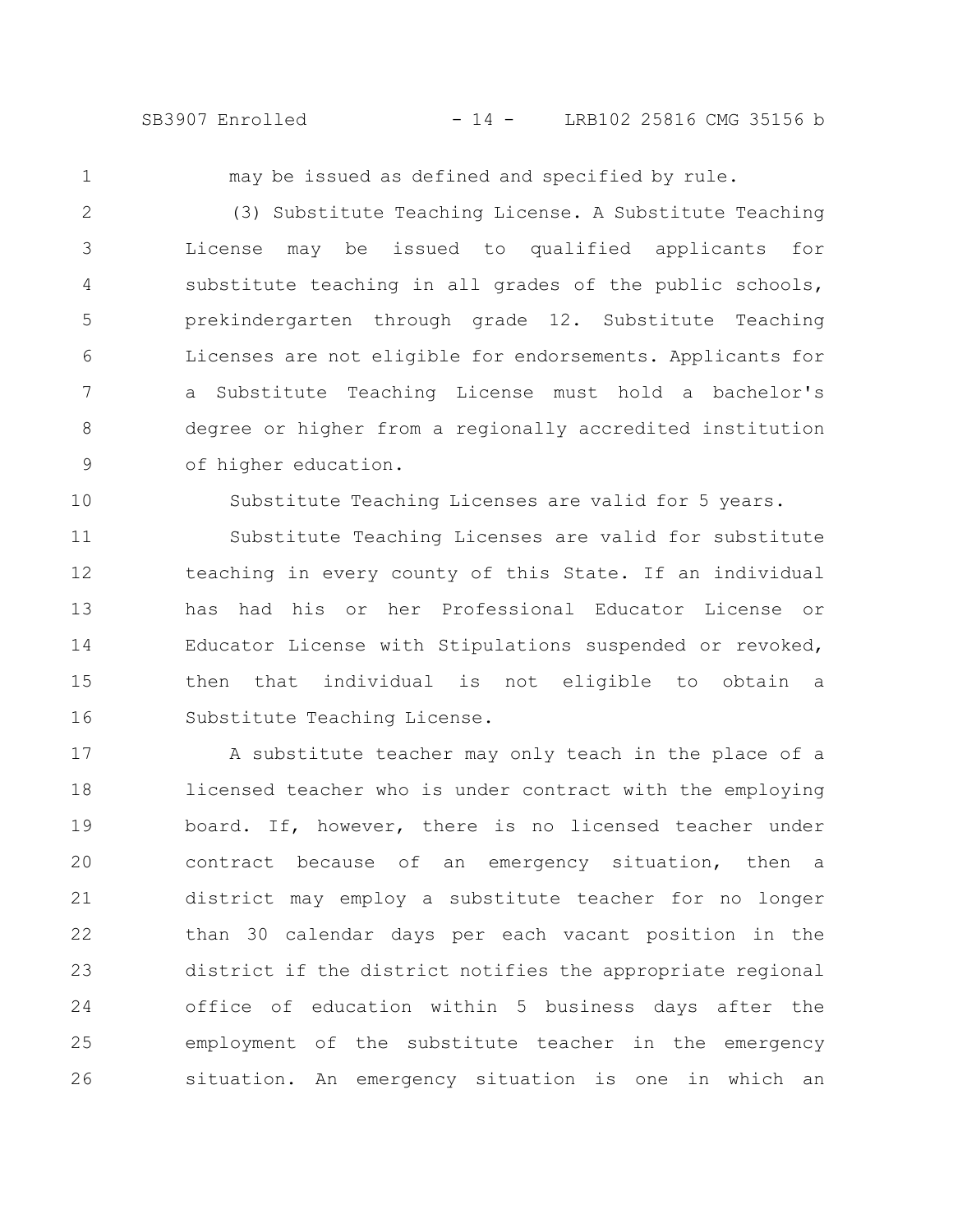may be issued as defined and specified by rule.

(3) Substitute Teaching License. A Substitute Teaching License may be issued to qualified applicants for substitute teaching in all grades of the public schools, prekindergarten through grade 12. Substitute Teaching Licenses are not eligible for endorsements. Applicants for a Substitute Teaching License must hold a bachelor's degree or higher from a regionally accredited institution of higher education.

Substitute Teaching Licenses are valid for 5 years.

Substitute Teaching Licenses are valid for substitute teaching in every county of this State. If an individual has had his or her Professional Educator License or Educator License with Stipulations suspended or revoked, then that individual is not eligible to obtain a Substitute Teaching License.

A substitute teacher may only teach in the place of a licensed teacher who is under contract with the employing board. If, however, there is no licensed teacher under contract because of an emergency situation, then a district may employ a substitute teacher for no longer than 30 calendar days per each vacant position in the district if the district notifies the appropriate regional office of education within 5 business days after the employment of the substitute teacher in the emergency situation. An emergency situation is one in which an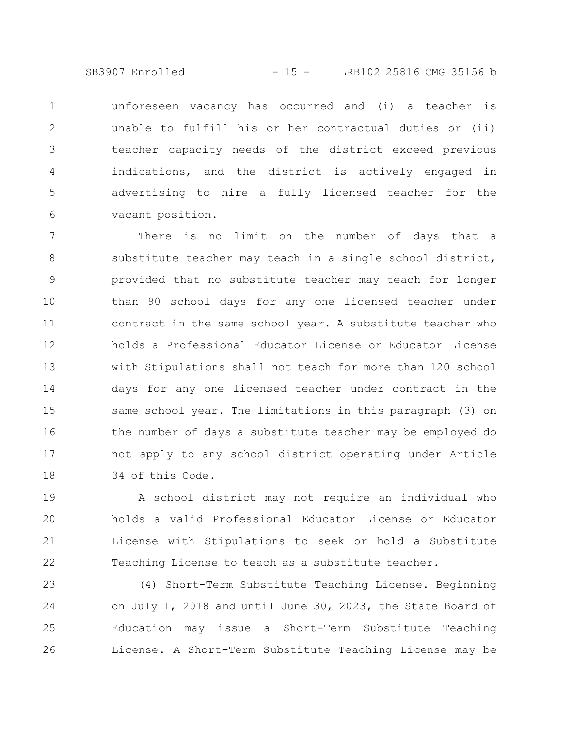unforeseen vacancy has occurred and (i) a teacher is unable to fulfill his or her contractual duties or (ii) teacher capacity needs of the district exceed previous indications, and the district is actively engaged in advertising to hire a fully licensed teacher for the vacant position.

There is no limit on the number of days that a substitute teacher may teach in a single school district, provided that no substitute teacher may teach for longer than 90 school days for any one licensed teacher under contract in the same school year. A substitute teacher who holds a Professional Educator License or Educator License with Stipulations shall not teach for more than 120 school days for any one licensed teacher under contract in the same school year. The limitations in this paragraph (3) on the number of days a substitute teacher may be employed do not apply to any school district operating under Article 34 of this Code.

A school district may not require an individual who holds a valid Professional Educator License or Educator License with Stipulations to seek or hold a Substitute Teaching License to teach as a substitute teacher.

(4) Short-Term Substitute Teaching License. Beginning on July 1, 2018 and until June 30, 2023, the State Board of Education may issue a Short-Term Substitute Teaching License. A Short-Term Substitute Teaching License may be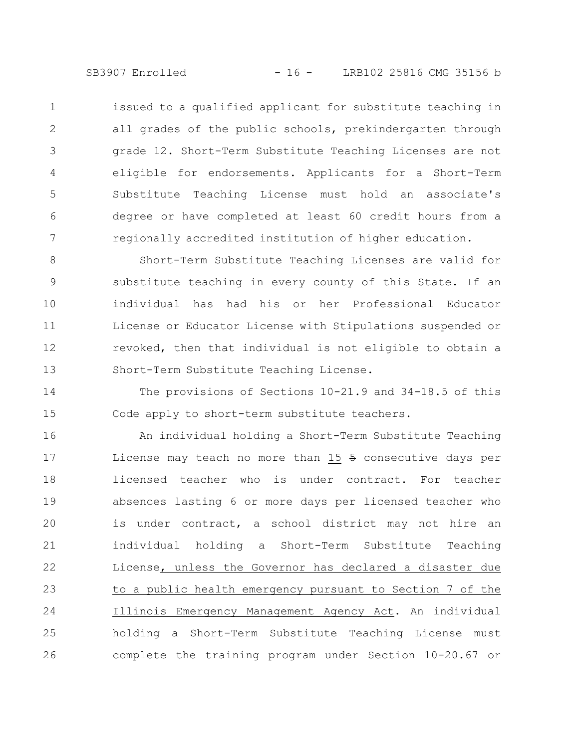issued to a qualified applicant for substitute teaching in all grades of the public schools, prekindergarten through grade 12. Short-Term Substitute Teaching Licenses are not eligible for endorsements. Applicants for a Short-Term Substitute Teaching License must hold an associate's degree or have completed at least 60 credit hours from a regionally accredited institution of higher education.

Short-Term Substitute Teaching Licenses are valid for substitute teaching in every county of this State. If an individual has had his or her Professional Educator License or Educator License with Stipulations suspended or revoked, then that individual is not eligible to obtain a Short-Term Substitute Teaching License.

The provisions of Sections 10-21.9 and 34-18.5 of this Code apply to short-term substitute teachers.

An individual holding a Short-Term Substitute Teaching License may teach no more than 15 ~~5~~ consecutive days per licensed teacher who is under contract. For teacher absences lasting 6 or more days per licensed teacher who is under contract, a school district may not hire an individual holding a Short-Term Substitute Teaching License, unless the Governor has declared a disaster due to a public health emergency pursuant to Section 7 of the Illinois Emergency Management Agency Act. An individual holding a Short-Term Substitute Teaching License must complete the training program under Section 10-20.67 or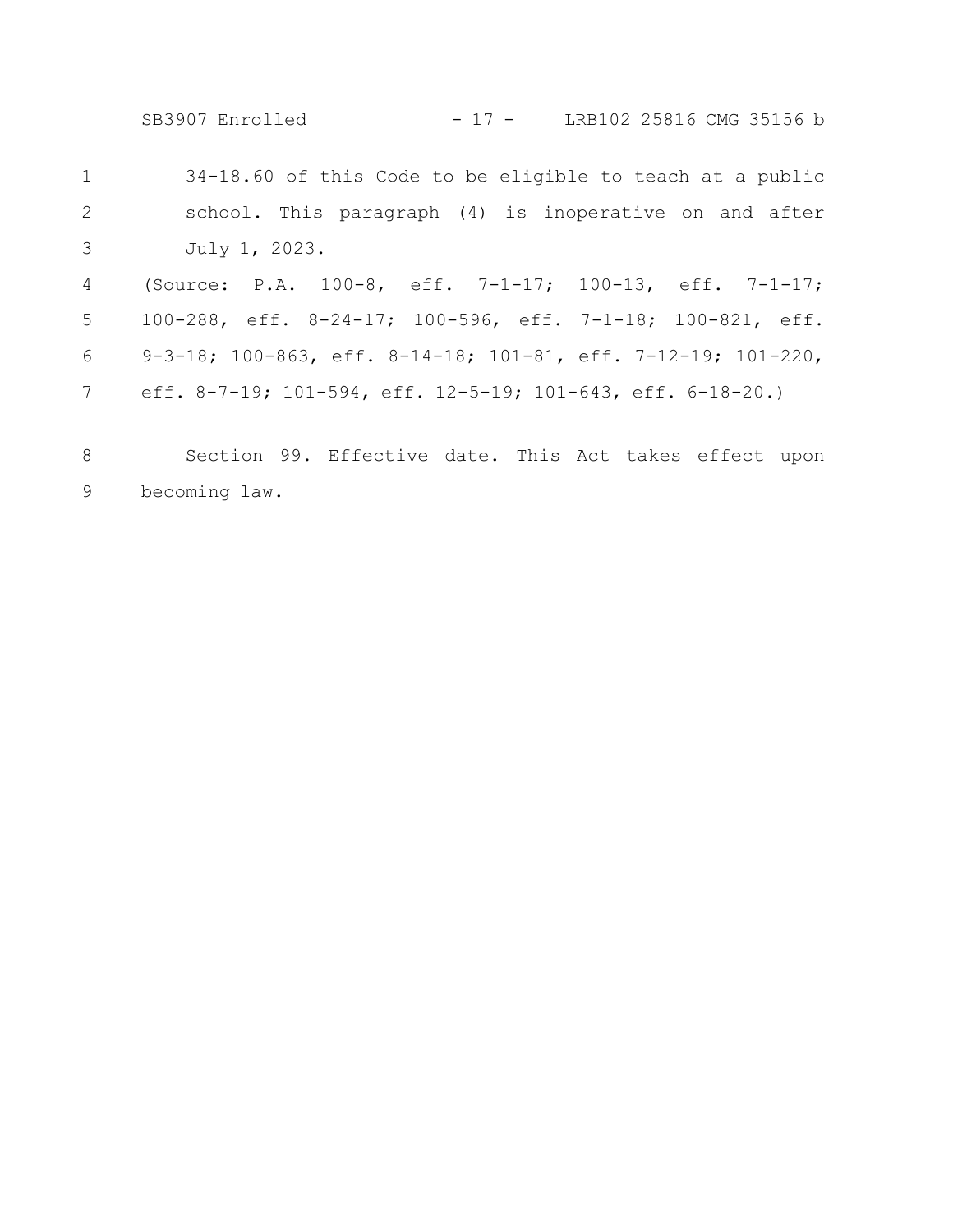34-18.60 of this Code to be eligible to teach at a public school. This paragraph (4) is inoperative on and after July 1, 2023.

(Source: P.A. 100-8, eff. 7-1-17; 100-13, eff. 7-1-17; 100-288, eff. 8-24-17; 100-596, eff. 7-1-18; 100-821, eff. 9-3-18; 100-863, eff. 8-14-18; 101-81, eff. 7-12-19; 101-220, eff. 8-7-19; 101-594, eff. 12-5-19; 101-643, eff. 6-18-20.)

Section 99. Effective date. This Act takes effect upon becoming law.